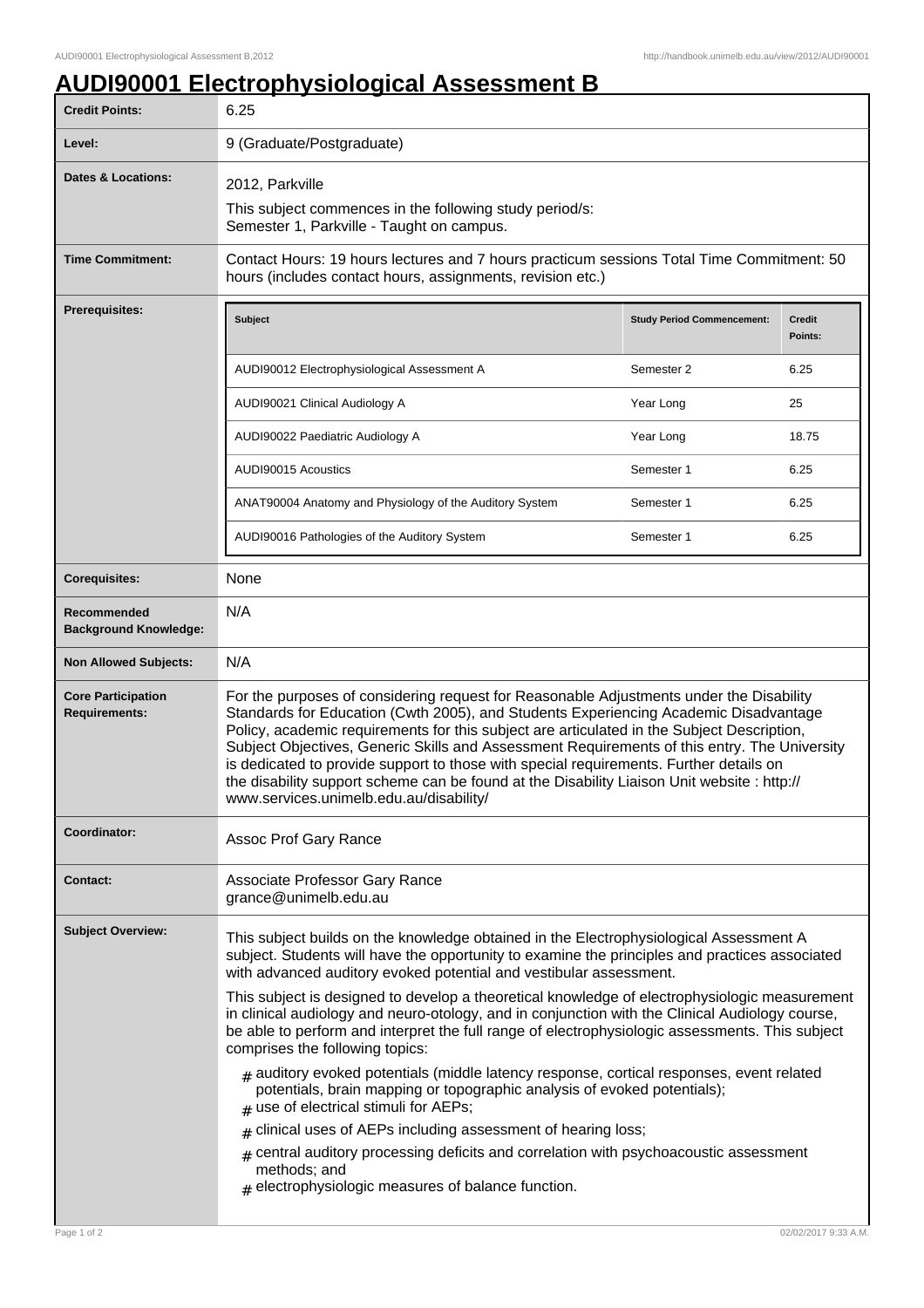# AUDI90001 Electrophysiological Assessment B

| | |
|---|---|
| **Credit Points:** | 6.25 |
| **Level:** | 9 (Graduate/Postgraduate) |
| **Dates & Locations:** | 2012, Parkville<br>This subject commences in the following study period/s:<br>Semester 1, Parkville - Taught on campus. |
| **Time Commitment:** | Contact Hours: 19 hours lectures and 7 hours practicum sessions Total Time Commitment: 50 hours (includes contact hours, assignments, revision etc.) |

**Prerequisites:**

| Subject | Study Period Commencement: | Credit Points: |
|---|---|---|
| AUDI90012 Electrophysiological Assessment A | Semester 2 | 6.25 |
| AUDI90021 Clinical Audiology A | Year Long | 25 |
| AUDI90022 Paediatric Audiology A | Year Long | 18.75 |
| AUDI90015 Acoustics | Semester 1 | 6.25 |
| ANAT90004 Anatomy and Physiology of the Auditory System | Semester 1 | 6.25 |
| AUDI90016 Pathologies of the Auditory System | Semester 1 | 6.25 |

| | |
|---|---|
| **Corequisites:** | None |
| **Recommended Background Knowledge:** | N/A |
| **Non Allowed Subjects:** | N/A |
| **Core Participation Requirements:** | For the purposes of considering request for Reasonable Adjustments under the Disability Standards for Education (Cwth 2005), and Students Experiencing Academic Disadvantage Policy, academic requirements for this subject are articulated in the Subject Description, Subject Objectives, Generic Skills and Assessment Requirements of this entry. The University is dedicated to provide support to those with special requirements. Further details on the disability support scheme can be found at the Disability Liaison Unit website : http://www.services.unimelb.edu.au/disability/ |
| **Coordinator:** | Assoc Prof Gary Rance |
| **Contact:** | Associate Professor Gary Rance<br>grance@unimelb.edu.au |

**Subject Overview:**

This subject builds on the knowledge obtained in the Electrophysiological Assessment A subject. Students will have the opportunity to examine the principles and practices associated with advanced auditory evoked potential and vestibular assessment.

This subject is designed to develop a theoretical knowledge of electrophysiologic measurement in clinical audiology and neuro-otology, and in conjunction with the Clinical Audiology course, be able to perform and interpret the full range of electrophysiologic assessments. This subject comprises the following topics:

- auditory evoked potentials (middle latency response, cortical responses, event related potentials, brain mapping or topographic analysis of evoked potentials);
- use of electrical stimuli for AEPs;
- clinical uses of AEPs including assessment of hearing loss;
- central auditory processing deficits and correlation with psychoacoustic assessment methods; and
- electrophysiologic measures of balance function.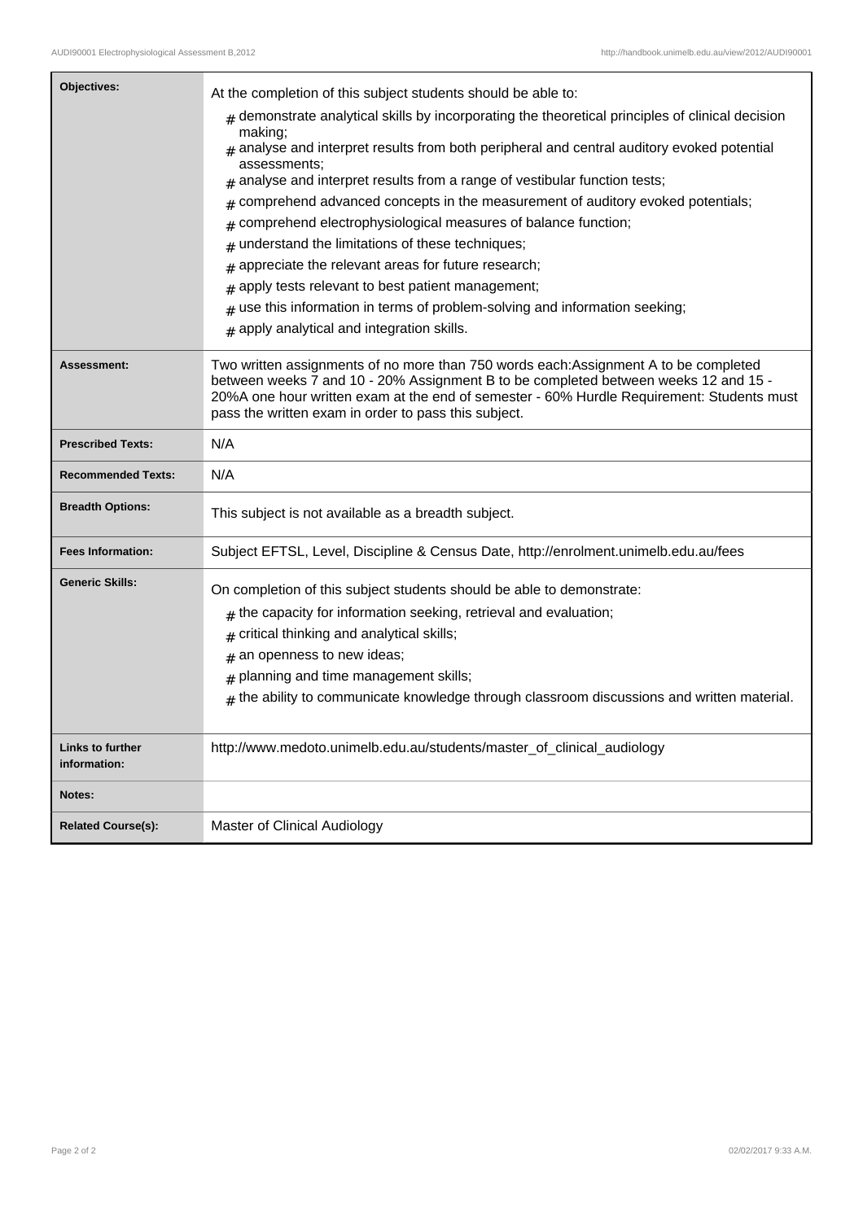| | |
|---|---|
| **Objectives:** | At the completion of this subject students should be able to: <br> # demonstrate analytical skills by incorporating the theoretical principles of clinical decision making; <br> # analyse and interpret results from both peripheral and central auditory evoked potential assessments; <br> # analyse and interpret results from a range of vestibular function tests; <br> # comprehend advanced concepts in the measurement of auditory evoked potentials; <br> # comprehend electrophysiological measures of balance function; <br> # understand the limitations of these techniques; <br> # appreciate the relevant areas for future research; <br> # apply tests relevant to best patient management; <br> # use this information in terms of problem-solving and information seeking; <br> # apply analytical and integration skills. |
| **Assessment:** | Two written assignments of no more than 750 words each:Assignment A to be completed between weeks 7 and 10 - 20% Assignment B to be completed between weeks 12 and 15 - 20%A one hour written exam at the end of semester - 60% Hurdle Requirement: Students must pass the written exam in order to pass this subject. |
| **Prescribed Texts:** | N/A |
| **Recommended Texts:** | N/A |
| **Breadth Options:** | This subject is not available as a breadth subject. |
| **Fees Information:** | Subject EFTSL, Level, Discipline & Census Date, http://enrolment.unimelb.edu.au/fees |
| **Generic Skills:** | On completion of this subject students should be able to demonstrate: <br> # the capacity for information seeking, retrieval and evaluation; <br> # critical thinking and analytical skills; <br> # an openness to new ideas; <br> # planning and time management skills; <br> # the ability to communicate knowledge through classroom discussions and written material. |
| **Links to further information:** | http://www.medoto.unimelb.edu.au/students/master_of_clinical_audiology |
| **Notes:** | |
| **Related Course(s):** | Master of Clinical Audiology |